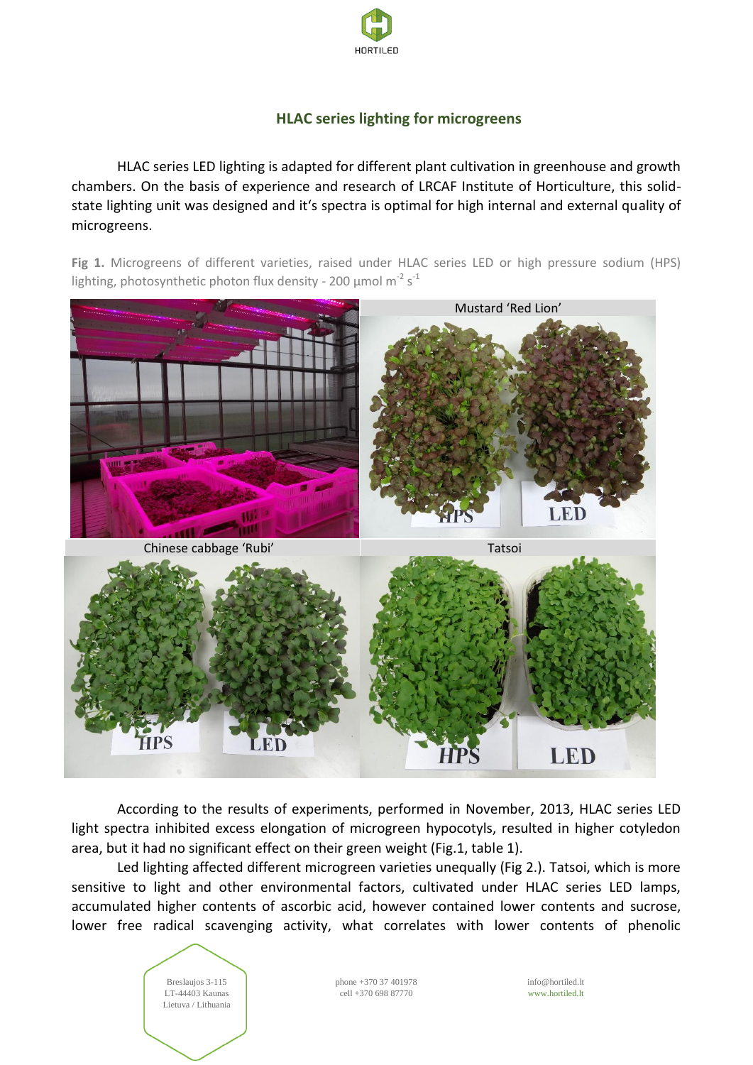## HLAC series lighting for microgreens

HLAC series LED lighting is adapted for different plant cultivation in greenhouse and growth chambers. On the basis of experience and research of LRCAF Institute of Horticulture, this solid-state lighting unit was designed and it's spectra is optimal for high internal and external quality of microgreens.

**Fig 1.** Microgreens of different varieties, raised under HLAC series LED or high pressure sodium (HPS) lighting, photosynthetic photon flux density - 200 µmol $m^{-2}$ $s^{-1}$

Mustard 'Red Lion'

Chinese cabbage 'Rubi'

Tatsoi

According to the results of experiments, performed in November, 2013, HLAC series LED light spectra inhibited excess elongation of microgreen hypocotyls, resulted in higher cotyledon area, but it had no significant effect on their green weight (Fig.1, table 1).

Led lighting affected different microgreen varieties unequally (Fig 2.). Tatsoi, which is more sensitive to light and other environmental factors, cultivated under HLAC series LED lamps, accumulated higher contents of ascorbic acid, however contained lower contents and sucrose, lower free radical scavenging activity, what correlates with lower contents of phenolic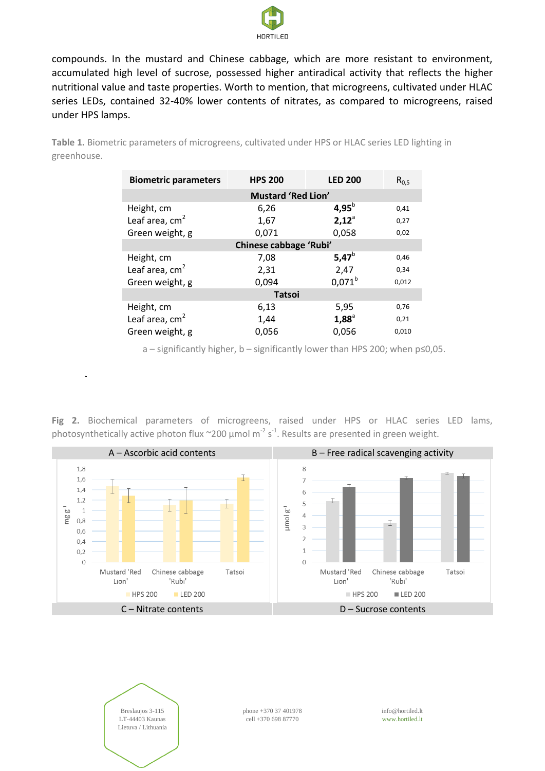compounds. In the mustard and Chinese cabbage, which are more resistant to environment, accumulated high level of sucrose, possessed higher antiradical activity that reflects the higher nutritional value and taste properties. Worth to mention, that microgreens, cultivated under HLAC series LEDs, contained 32-40% lower contents of nitrates, as compared to microgreens, raised under HPS lamps.

**Table 1.** Biometric parameters of microgreens, cultivated under HPS or HLAC series LED lighting in greenhouse.

| Biometric parameters | HPS 200 | LED 200 | $R_{0,5}$ |
|---|---|---|---|
| **Mustard 'Red Lion'** | | | |
| Height, cm | 6,26 | **4,95**[b] | 0,41 |
| Leaf area, $cm^2$ | 1,67 | **2,12**[a] | 0,27 |
| Green weight, g | 0,071 | 0,058 | 0,02 |
| **Chinese cabbage 'Rubi'** | | | |
| Height, cm | 7,08 | **5,47**[b] | 0,46 |
| Leaf area, $cm^2$ | 2,31 | 2,47 | 0,34 |
| Green weight, g | 0,094 | 0,071[b] | 0,012 |
| **Tatsoi** | | | |
| Height, cm | 6,13 | 5,95 | 0,76 |
| Leaf area, $cm^2$ | 1,44 | **1,88**[a] | 0,21 |
| Green weight, g | 0,056 | 0,056 | 0,010 |

a – significantly higher, b – significantly lower than HPS 200; when p≤0,05.

**Fig 2.** Biochemical parameters of microgreens, raised under HPS or HLAC series LED lams, photosynthetically active photon flux ~200 µmol $m^{-2}$ $s^{-1}$. Results are presented in green weight.

A – Ascorbic acid contents

B – Free radical scavenging activity

C – Nitrate contents

D – Sucrose contents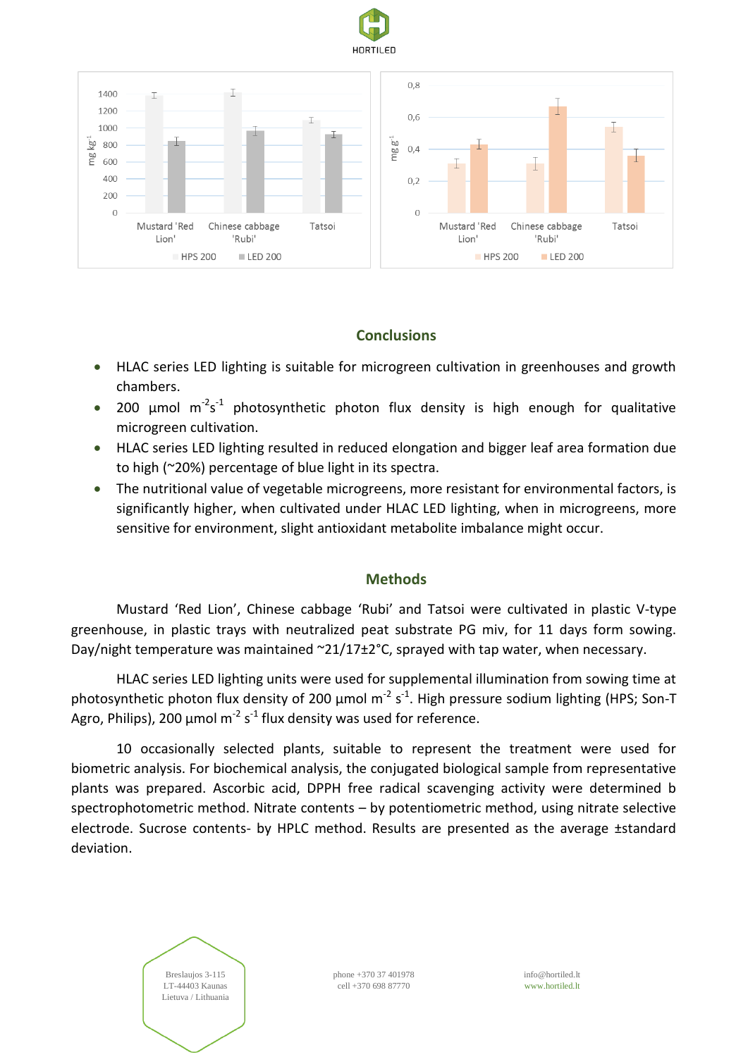## Conclusions

- HLAC series LED lighting is suitable for microgreen cultivation in greenhouses and growth chambers.
- 200 µmol $m^{-2}s^{-1}$ photosynthetic photon flux density is high enough for qualitative microgreen cultivation.
- HLAC series LED lighting resulted in reduced elongation and bigger leaf area formation due to high (~20%) percentage of blue light in its spectra.
- The nutritional value of vegetable microgreens, more resistant for environmental factors, is significantly higher, when cultivated under HLAC LED lighting, when in microgreens, more sensitive for environment, slight antioxidant metabolite imbalance might occur.

## Methods

Mustard 'Red Lion', Chinese cabbage 'Rubi' and Tatsoi were cultivated in plastic V-type greenhouse, in plastic trays with neutralized peat substrate PG miv, for 11 days form sowing. Day/night temperature was maintained ~21/17±2°C, sprayed with tap water, when necessary.

HLAC series LED lighting units were used for supplemental illumination from sowing time at photosynthetic photon flux density of 200 µmol $m^{-2}$ $s^{-1}$. High pressure sodium lighting (HPS; Son-T Agro, Philips), 200 µmol $m^{-2}$ $s^{-1}$ flux density was used for reference.

10 occasionally selected plants, suitable to represent the treatment were used for biometric analysis. For biochemical analysis, the conjugated biological sample from representative plants was prepared. Ascorbic acid, DPPH free radical scavenging activity were determined b spectrophotometric method. Nitrate contents – by potentiometric method, using nitrate selective electrode. Sucrose contents- by HPLC method. Results are presented as the average ±standard deviation.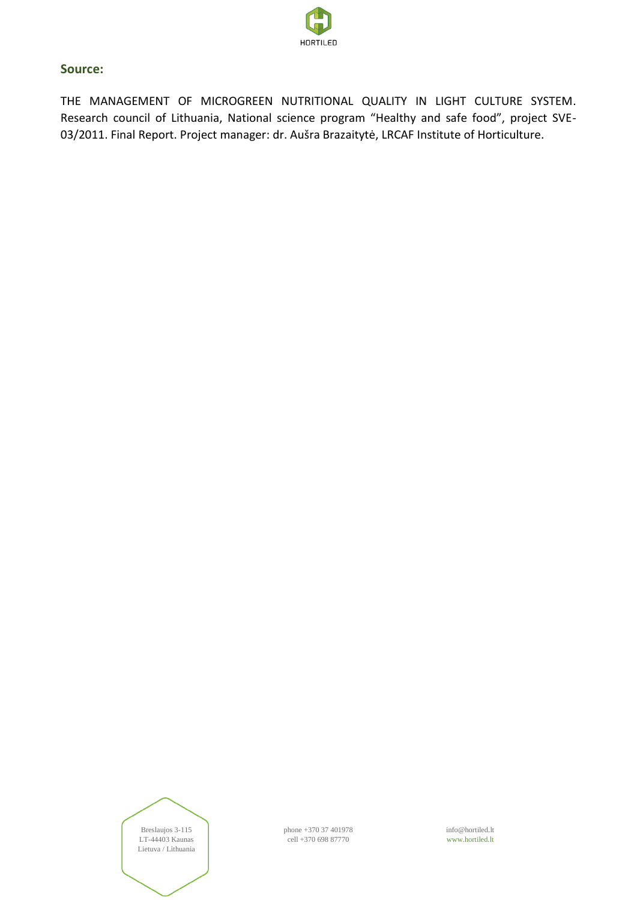**Source:**

THE MANAGEMENT OF MICROGREEN NUTRITIONAL QUALITY IN LIGHT CULTURE SYSTEM. Research council of Lithuania, National science program "Healthy and safe food", project SVE-03/2011. Final Report. Project manager: dr. Aušra Brazaitytė, LRCAF Institute of Horticulture.